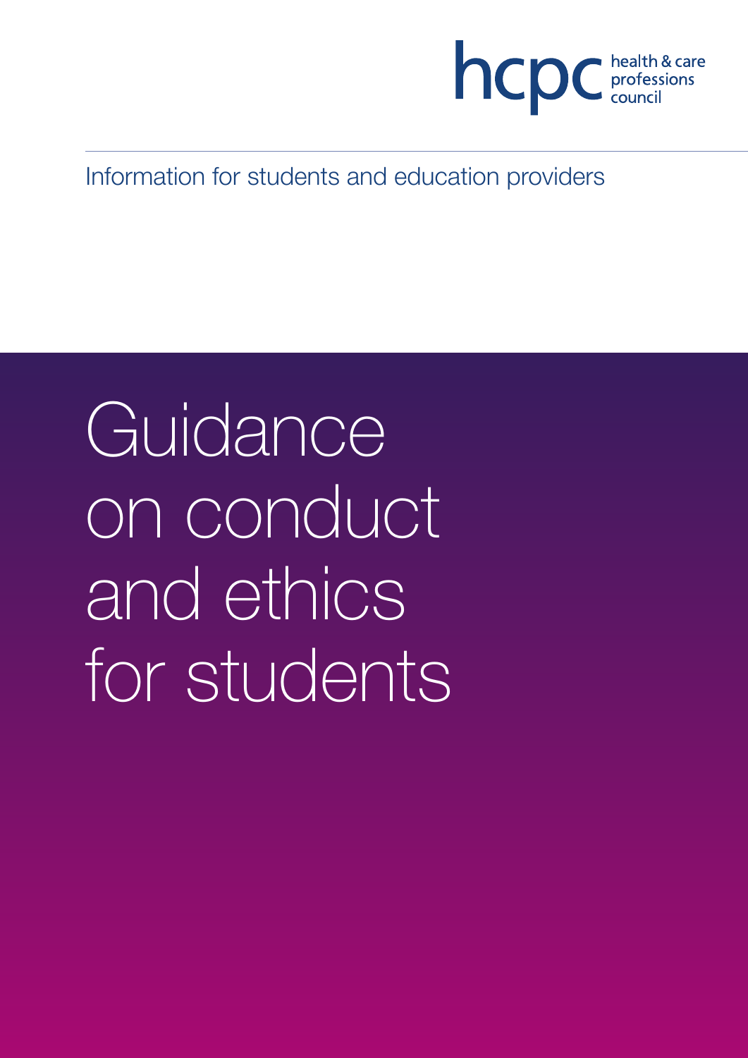hcpc health & care professions council

Information for students and education providers

# Guidance on conduct and ethics for students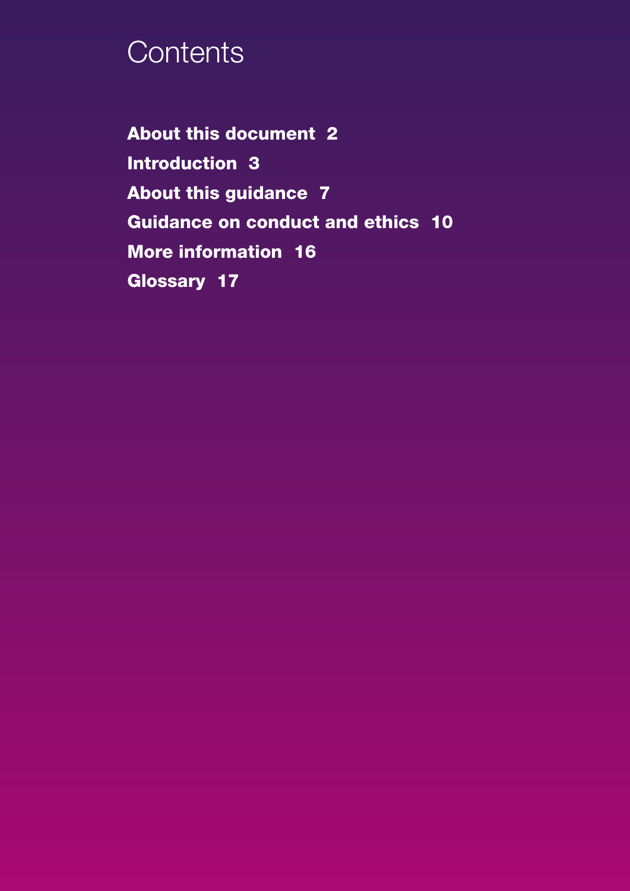# Contents

**About this document 2**

**Introduction 3**

**About this guidance 7**

**Guidance on conduct and ethics 10**

**More information 16**

**Glossary 17**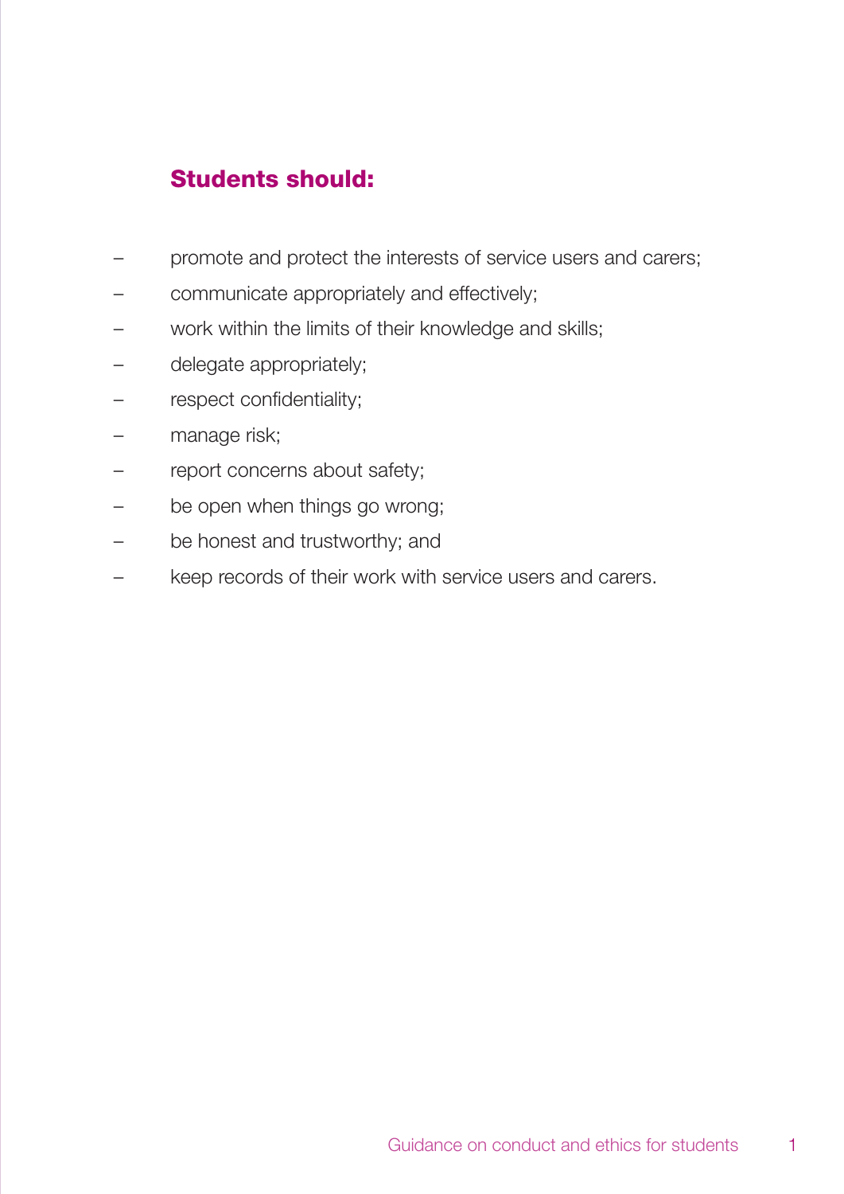## Students should:

- promote and protect the interests of service users and carers;
- communicate appropriately and effectively;
- work within the limits of their knowledge and skills;
- delegate appropriately;
- respect confidentiality;
- manage risk;
- report concerns about safety;
- be open when things go wrong;
- be honest and trustworthy; and
- keep records of their work with service users and carers.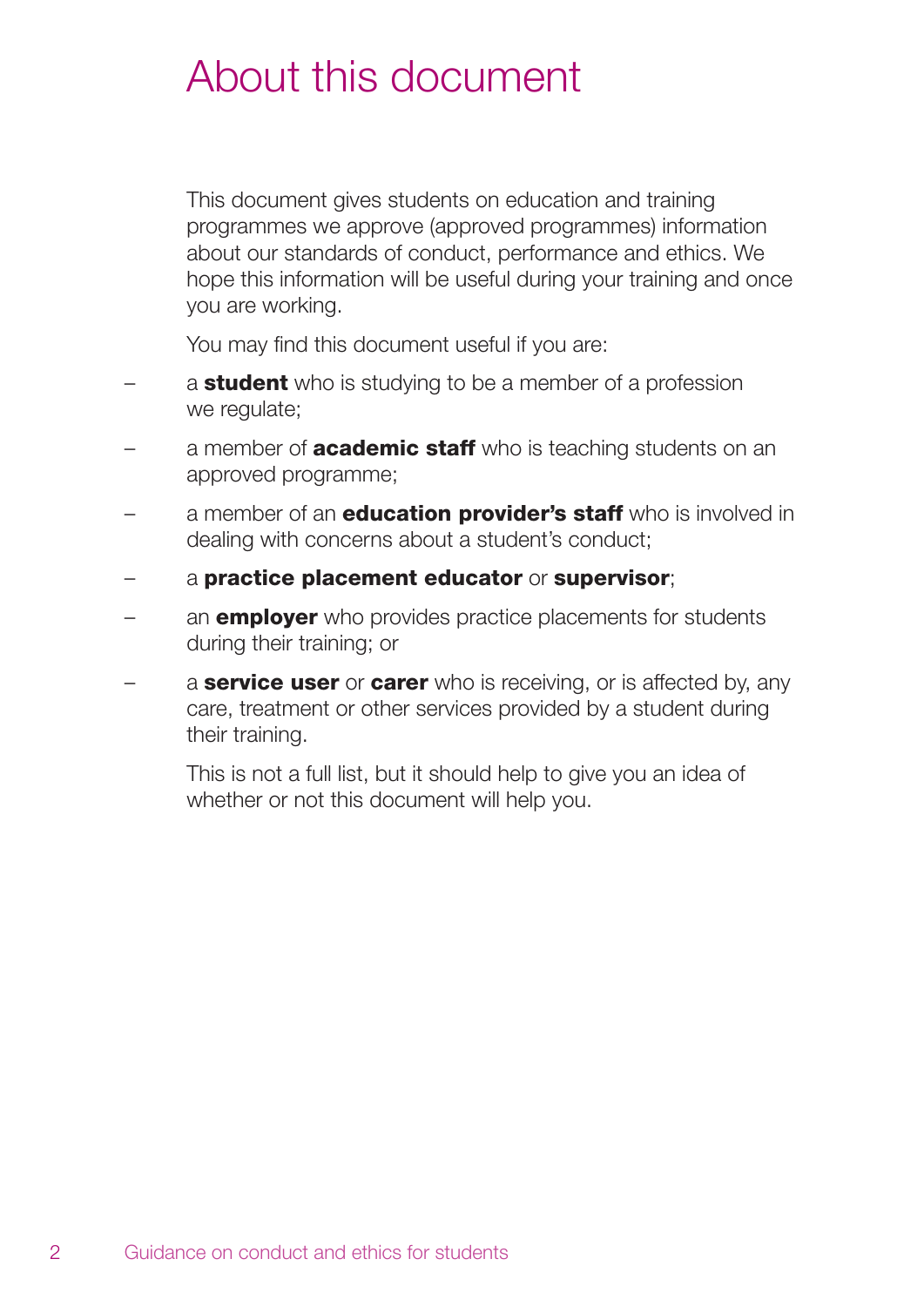# About this document

This document gives students on education and training programmes we approve (approved programmes) information about our standards of conduct, performance and ethics. We hope this information will be useful during your training and once you are working.

You may find this document useful if you are:

- a **student** who is studying to be a member of a profession we regulate;
- a member of **academic staff** who is teaching students on an approved programme;
- a member of an **education provider's staff** who is involved in dealing with concerns about a student's conduct;
- a **practice placement educator** or **supervisor**;
- an **employer** who provides practice placements for students during their training; or
- a **service user** or **carer** who is receiving, or is affected by, any care, treatment or other services provided by a student during their training.

This is not a full list, but it should help to give you an idea of whether or not this document will help you.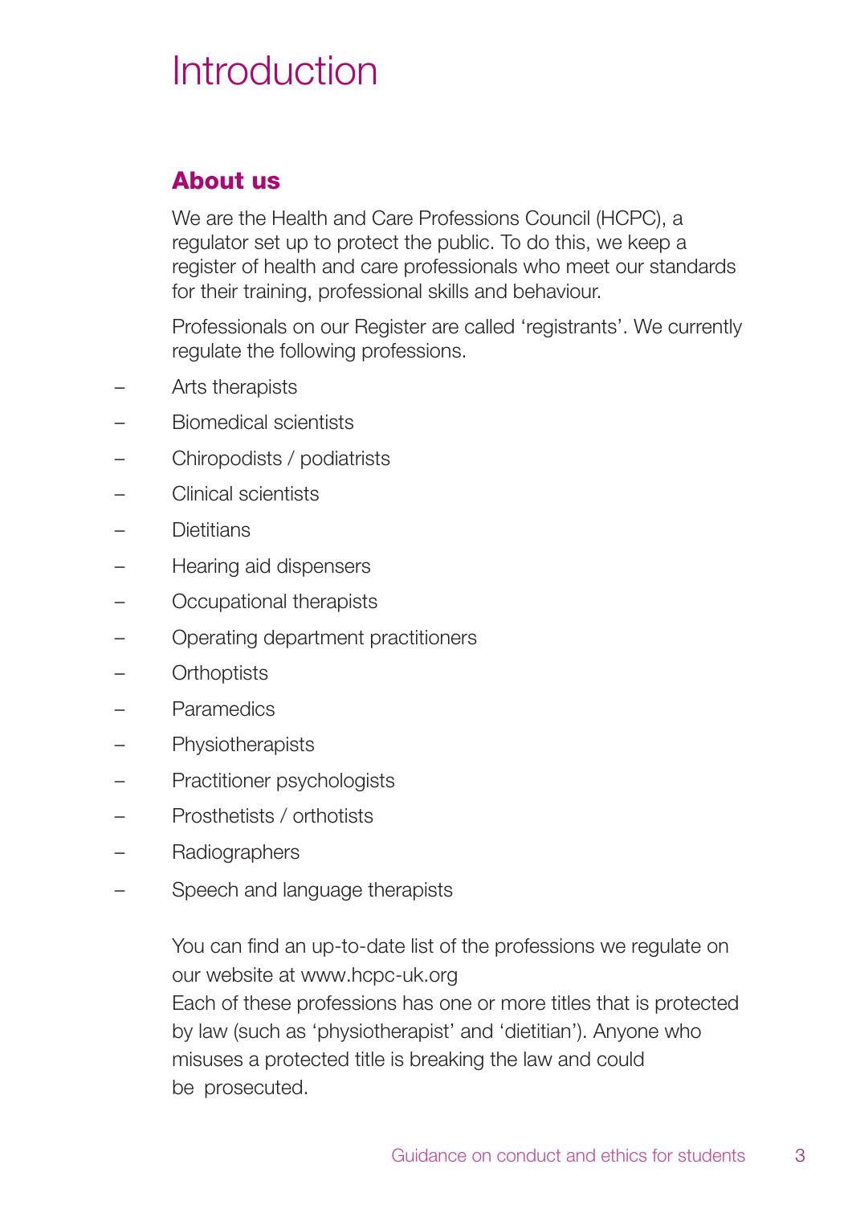# Introduction

## About us

We are the Health and Care Professions Council (HCPC), a regulator set up to protect the public. To do this, we keep a register of health and care professionals who meet our standards for their training, professional skills and behaviour.

Professionals on our Register are called 'registrants'. We currently regulate the following professions.

- Arts therapists
- Biomedical scientists
- Chiropodists / podiatrists
- Clinical scientists
- Dietitians
- Hearing aid dispensers
- Occupational therapists
- Operating department practitioners
- Orthoptists
- Paramedics
- Physiotherapists
- Practitioner psychologists
- Prosthetists / orthotists
- Radiographers
- Speech and language therapists

You can find an up-to-date list of the professions we regulate on our website at www.hcpc-uk.org

Each of these professions has one or more titles that is protected by law (such as 'physiotherapist' and 'dietitian'). Anyone who misuses a protected title is breaking the law and could be prosecuted.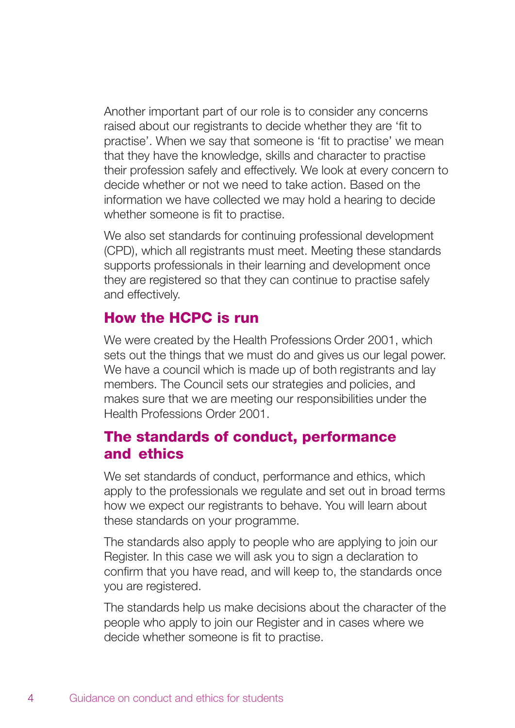Another important part of our role is to consider any concerns raised about our registrants to decide whether they are 'fit to practise'. When we say that someone is 'fit to practise' we mean that they have the knowledge, skills and character to practise their profession safely and effectively. We look at every concern to decide whether or not we need to take action. Based on the information we have collected we may hold a hearing to decide whether someone is fit to practise.

We also set standards for continuing professional development (CPD), which all registrants must meet. Meeting these standards supports professionals in their learning and development once they are registered so that they can continue to practise safely and effectively.

## How the HCPC is run

We were created by the Health Professions Order 2001, which sets out the things that we must do and gives us our legal power. We have a council which is made up of both registrants and lay members. The Council sets our strategies and policies, and makes sure that we are meeting our responsibilities under the Health Professions Order 2001.

## The standards of conduct, performance and ethics

We set standards of conduct, performance and ethics, which apply to the professionals we regulate and set out in broad terms how we expect our registrants to behave. You will learn about these standards on your programme.

The standards also apply to people who are applying to join our Register. In this case we will ask you to sign a declaration to confirm that you have read, and will keep to, the standards once you are registered.

The standards help us make decisions about the character of the people who apply to join our Register and in cases where we decide whether someone is fit to practise.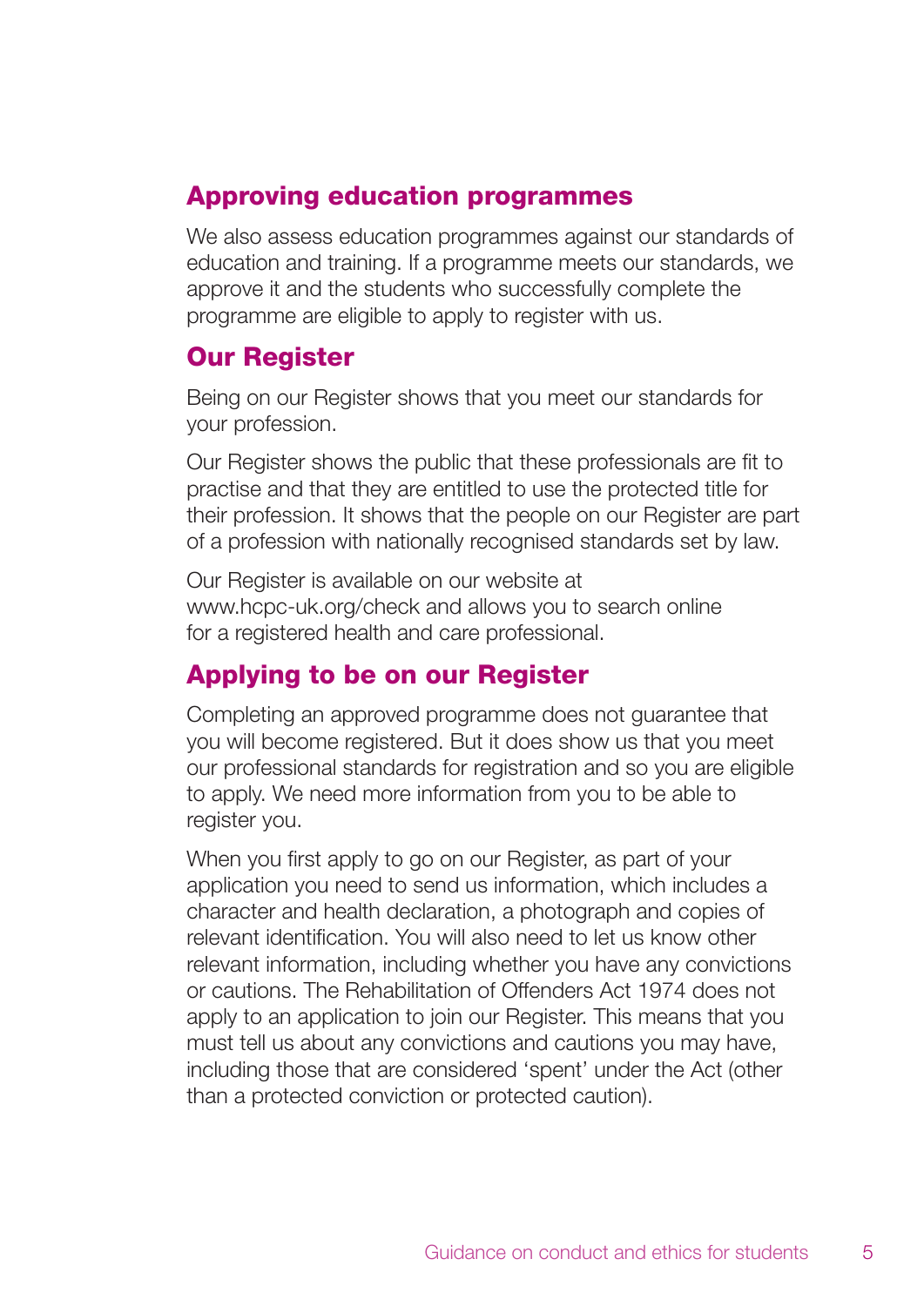## Approving education programmes

We also assess education programmes against our standards of education and training. If a programme meets our standards, we approve it and the students who successfully complete the programme are eligible to apply to register with us.

## Our Register

Being on our Register shows that you meet our standards for your profession.

Our Register shows the public that these professionals are fit to practise and that they are entitled to use the protected title for their profession. It shows that the people on our Register are part of a profession with nationally recognised standards set by law.

Our Register is available on our website at www.hcpc-uk.org/check and allows you to search online for a registered health and care professional.

## Applying to be on our Register

Completing an approved programme does not guarantee that you will become registered. But it does show us that you meet our professional standards for registration and so you are eligible to apply. We need more information from you to be able to register you.

When you first apply to go on our Register, as part of your application you need to send us information, which includes a character and health declaration, a photograph and copies of relevant identification. You will also need to let us know other relevant information, including whether you have any convictions or cautions. The Rehabilitation of Offenders Act 1974 does not apply to an application to join our Register. This means that you must tell us about any convictions and cautions you may have, including those that are considered 'spent' under the Act (other than a protected conviction or protected caution).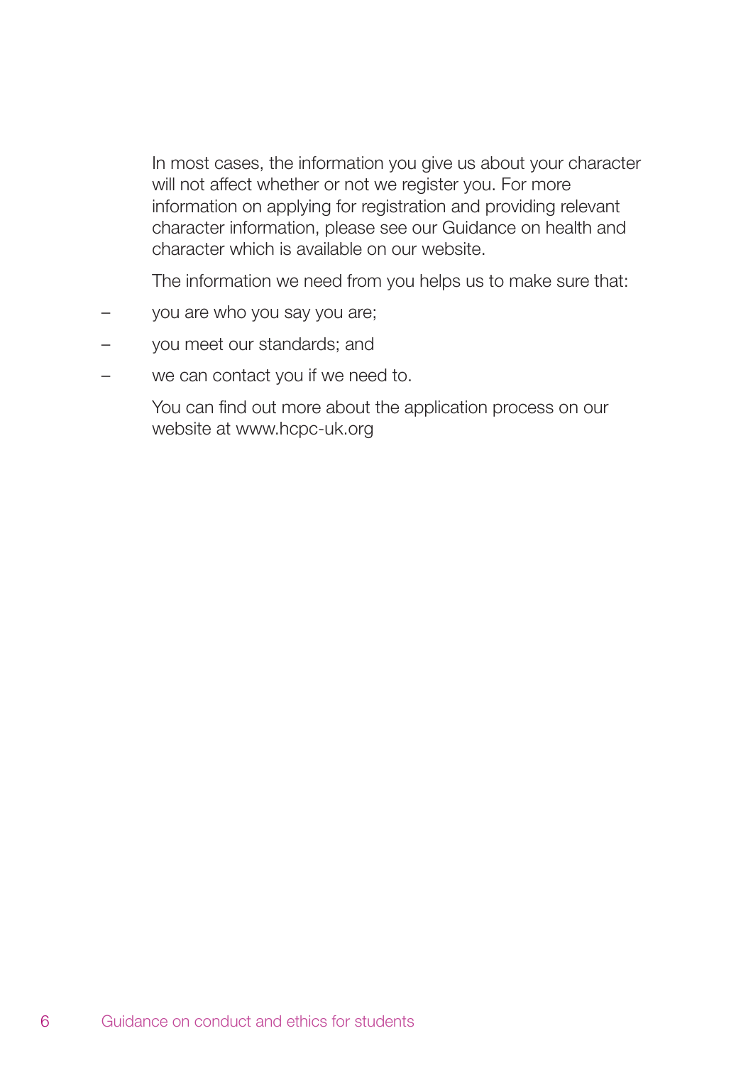In most cases, the information you give us about your character will not affect whether or not we register you. For more information on applying for registration and providing relevant character information, please see our Guidance on health and character which is available on our website.

The information we need from you helps us to make sure that:

- you are who you say you are;
- you meet our standards; and
- we can contact you if we need to.

You can find out more about the application process on our website at www.hcpc-uk.org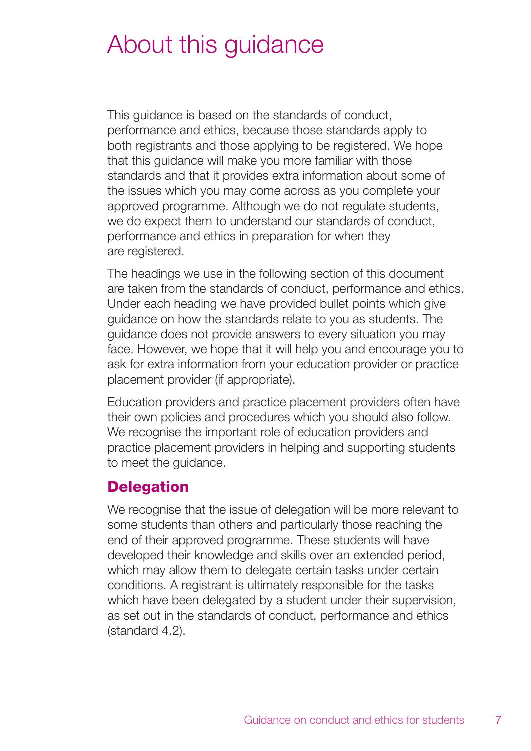# About this guidance

This guidance is based on the standards of conduct, performance and ethics, because those standards apply to both registrants and those applying to be registered. We hope that this guidance will make you more familiar with those standards and that it provides extra information about some of the issues which you may come across as you complete your approved programme. Although we do not regulate students, we do expect them to understand our standards of conduct, performance and ethics in preparation for when they are registered.

The headings we use in the following section of this document are taken from the standards of conduct, performance and ethics. Under each heading we have provided bullet points which give guidance on how the standards relate to you as students. The guidance does not provide answers to every situation you may face. However, we hope that it will help you and encourage you to ask for extra information from your education provider or practice placement provider (if appropriate).

Education providers and practice placement providers often have their own policies and procedures which you should also follow. We recognise the important role of education providers and practice placement providers in helping and supporting students to meet the guidance.

## Delegation

We recognise that the issue of delegation will be more relevant to some students than others and particularly those reaching the end of their approved programme. These students will have developed their knowledge and skills over an extended period, which may allow them to delegate certain tasks under certain conditions. A registrant is ultimately responsible for the tasks which have been delegated by a student under their supervision, as set out in the standards of conduct, performance and ethics (standard 4.2).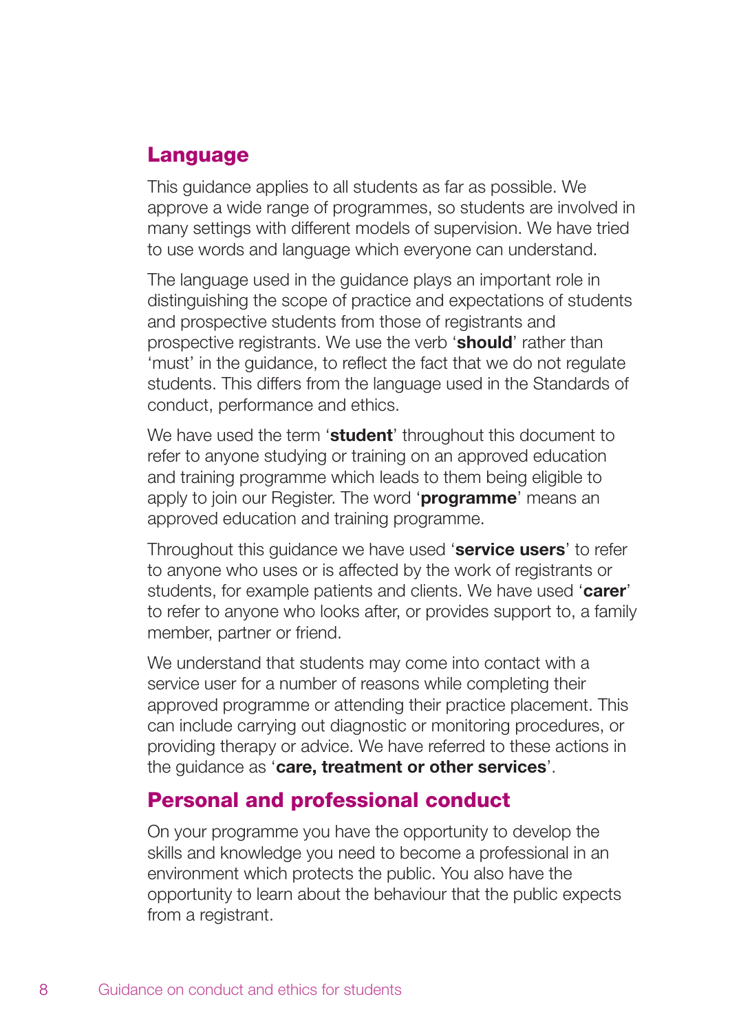## Language

This guidance applies to all students as far as possible. We approve a wide range of programmes, so students are involved in many settings with different models of supervision. We have tried to use words and language which everyone can understand.

The language used in the guidance plays an important role in distinguishing the scope of practice and expectations of students and prospective students from those of registrants and prospective registrants. We use the verb '**should**' rather than 'must' in the guidance, to reflect the fact that we do not regulate students. This differs from the language used in the Standards of conduct, performance and ethics.

We have used the term '**student**' throughout this document to refer to anyone studying or training on an approved education and training programme which leads to them being eligible to apply to join our Register. The word '**programme**' means an approved education and training programme.

Throughout this guidance we have used '**service users**' to refer to anyone who uses or is affected by the work of registrants or students, for example patients and clients. We have used '**carer**' to refer to anyone who looks after, or provides support to, a family member, partner or friend.

We understand that students may come into contact with a service user for a number of reasons while completing their approved programme or attending their practice placement. This can include carrying out diagnostic or monitoring procedures, or providing therapy or advice. We have referred to these actions in the guidance as '**care, treatment or other services**'.

## Personal and professional conduct

On your programme you have the opportunity to develop the skills and knowledge you need to become a professional in an environment which protects the public. You also have the opportunity to learn about the behaviour that the public expects from a registrant.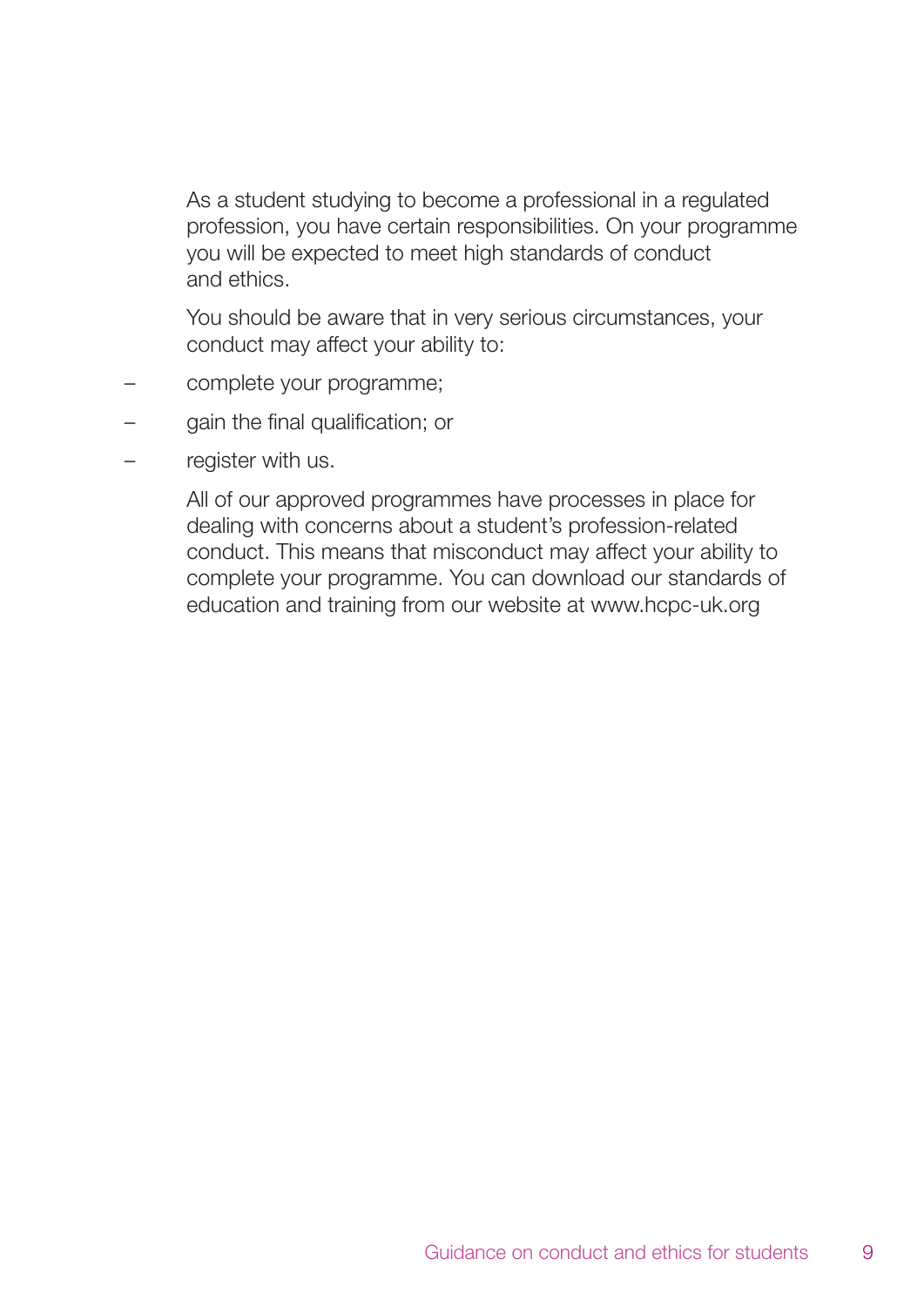As a student studying to become a professional in a regulated profession, you have certain responsibilities. On your programme you will be expected to meet high standards of conduct and ethics.

You should be aware that in very serious circumstances, your conduct may affect your ability to:

- complete your programme;
- gain the final qualification; or
- register with us.

All of our approved programmes have processes in place for dealing with concerns about a student's profession-related conduct. This means that misconduct may affect your ability to complete your programme. You can download our standards of education and training from our website at www.hcpc-uk.org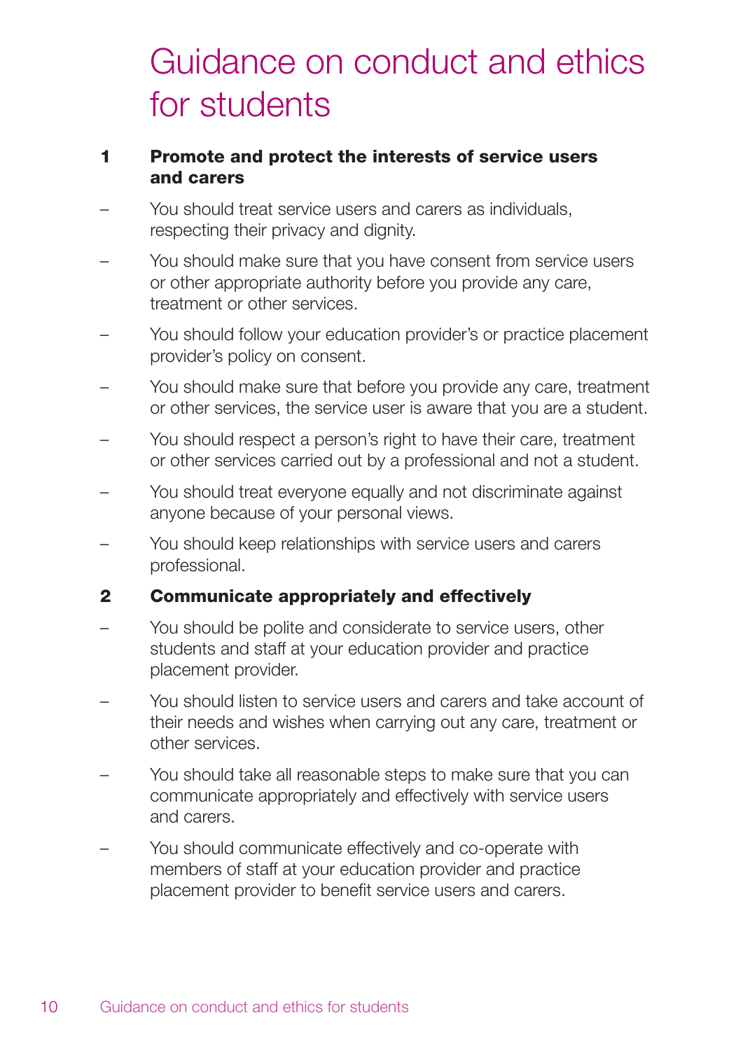# Guidance on conduct and ethics for students

## 1 Promote and protect the interests of service users and carers

- You should treat service users and carers as individuals, respecting their privacy and dignity.
- You should make sure that you have consent from service users or other appropriate authority before you provide any care, treatment or other services.
- You should follow your education provider's or practice placement provider's policy on consent.
- You should make sure that before you provide any care, treatment or other services, the service user is aware that you are a student.
- You should respect a person's right to have their care, treatment or other services carried out by a professional and not a student.
- You should treat everyone equally and not discriminate against anyone because of your personal views.
- You should keep relationships with service users and carers professional.

## 2 Communicate appropriately and effectively

- You should be polite and considerate to service users, other students and staff at your education provider and practice placement provider.
- You should listen to service users and carers and take account of their needs and wishes when carrying out any care, treatment or other services.
- You should take all reasonable steps to make sure that you can communicate appropriately and effectively with service users and carers.
- You should communicate effectively and co-operate with members of staff at your education provider and practice placement provider to benefit service users and carers.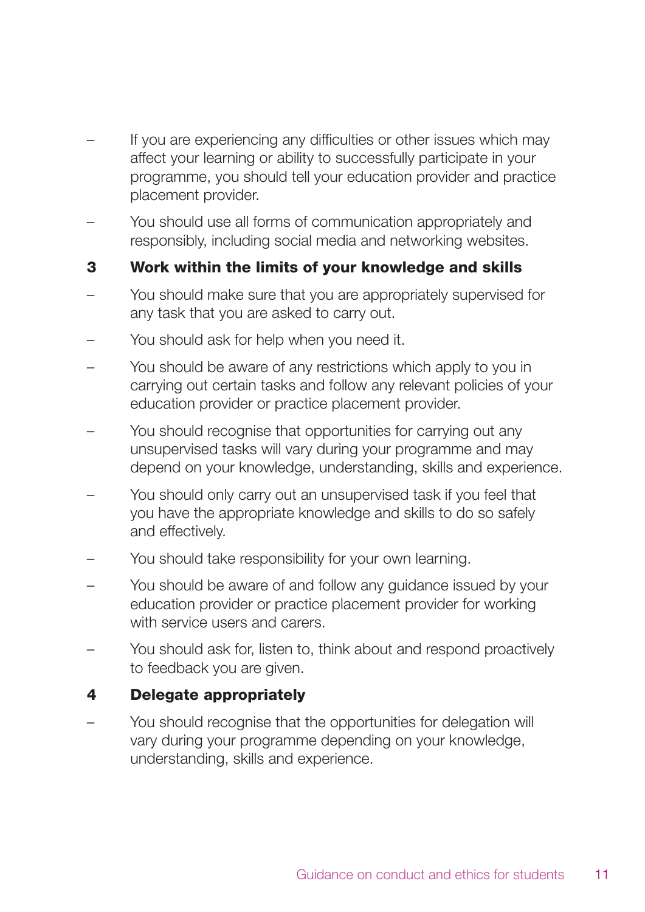- If you are experiencing any difficulties or other issues which may affect your learning or ability to successfully participate in your programme, you should tell your education provider and practice placement provider.
- You should use all forms of communication appropriately and responsibly, including social media and networking websites.

### 3 Work within the limits of your knowledge and skills

- You should make sure that you are appropriately supervised for any task that you are asked to carry out.
- You should ask for help when you need it.
- You should be aware of any restrictions which apply to you in carrying out certain tasks and follow any relevant policies of your education provider or practice placement provider.
- You should recognise that opportunities for carrying out any unsupervised tasks will vary during your programme and may depend on your knowledge, understanding, skills and experience.
- You should only carry out an unsupervised task if you feel that you have the appropriate knowledge and skills to do so safely and effectively.
- You should take responsibility for your own learning.
- You should be aware of and follow any guidance issued by your education provider or practice placement provider for working with service users and carers.
- You should ask for, listen to, think about and respond proactively to feedback you are given.

### 4 Delegate appropriately

- You should recognise that the opportunities for delegation will vary during your programme depending on your knowledge, understanding, skills and experience.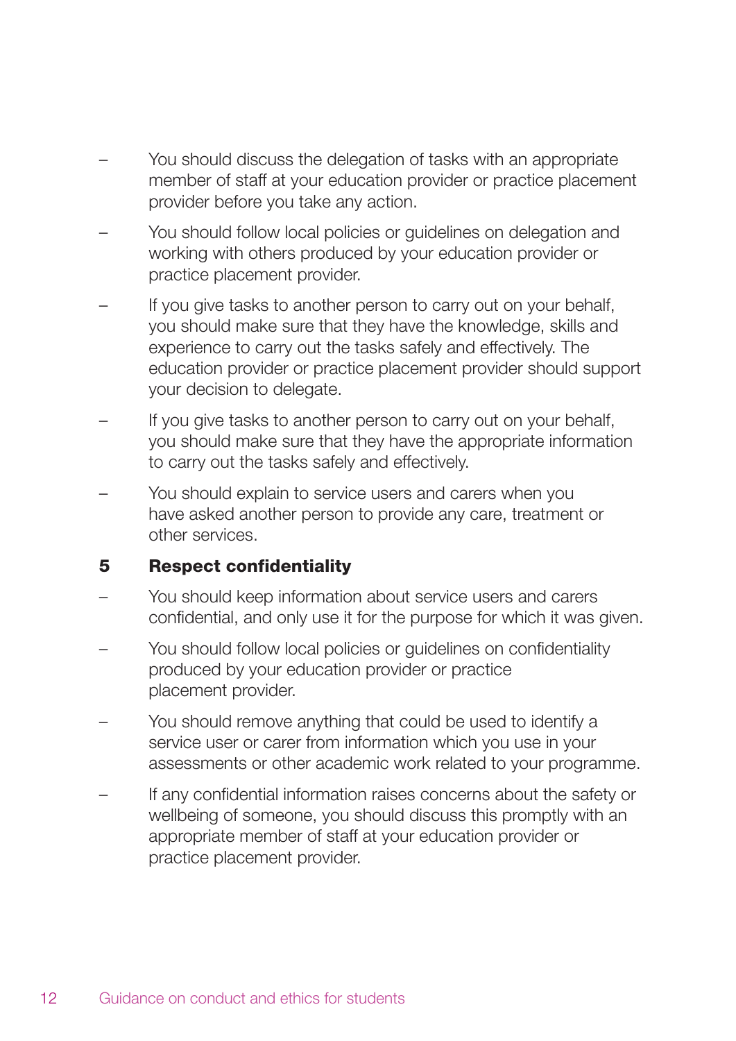- You should discuss the delegation of tasks with an appropriate member of staff at your education provider or practice placement provider before you take any action.
- You should follow local policies or guidelines on delegation and working with others produced by your education provider or practice placement provider.
- If you give tasks to another person to carry out on your behalf, you should make sure that they have the knowledge, skills and experience to carry out the tasks safely and effectively. The education provider or practice placement provider should support your decision to delegate.
- If you give tasks to another person to carry out on your behalf, you should make sure that they have the appropriate information to carry out the tasks safely and effectively.
- You should explain to service users and carers when you have asked another person to provide any care, treatment or other services.

## 5 Respect confidentiality

- You should keep information about service users and carers confidential, and only use it for the purpose for which it was given.
- You should follow local policies or guidelines on confidentiality produced by your education provider or practice placement provider.
- You should remove anything that could be used to identify a service user or carer from information which you use in your assessments or other academic work related to your programme.
- If any confidential information raises concerns about the safety or wellbeing of someone, you should discuss this promptly with an appropriate member of staff at your education provider or practice placement provider.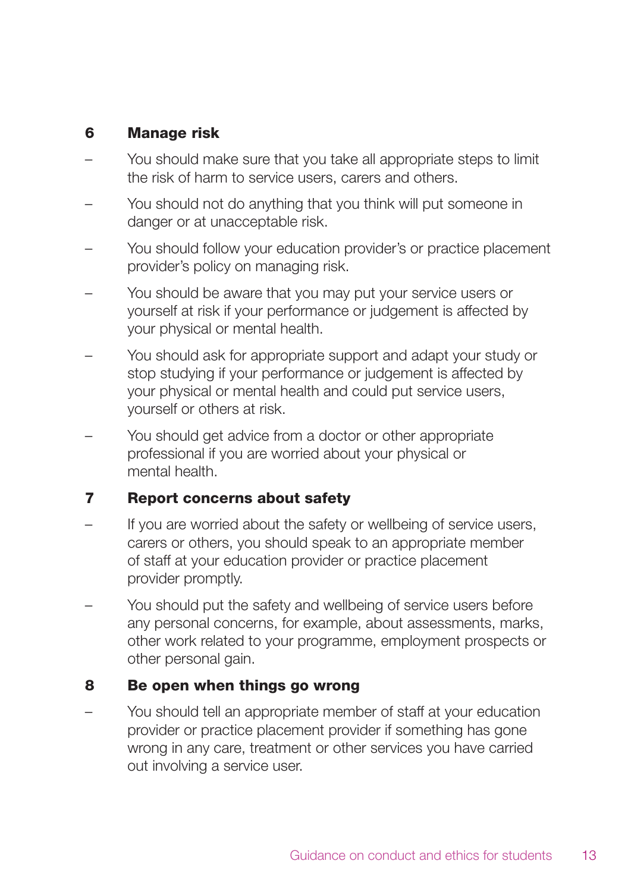## 6 Manage risk

- You should make sure that you take all appropriate steps to limit the risk of harm to service users, carers and others.
- You should not do anything that you think will put someone in danger or at unacceptable risk.
- You should follow your education provider's or practice placement provider's policy on managing risk.
- You should be aware that you may put your service users or yourself at risk if your performance or judgement is affected by your physical or mental health.
- You should ask for appropriate support and adapt your study or stop studying if your performance or judgement is affected by your physical or mental health and could put service users, yourself or others at risk.
- You should get advice from a doctor or other appropriate professional if you are worried about your physical or mental health.

## 7 Report concerns about safety

- If you are worried about the safety or wellbeing of service users, carers or others, you should speak to an appropriate member of staff at your education provider or practice placement provider promptly.
- You should put the safety and wellbeing of service users before any personal concerns, for example, about assessments, marks, other work related to your programme, employment prospects or other personal gain.

## 8 Be open when things go wrong

- You should tell an appropriate member of staff at your education provider or practice placement provider if something has gone wrong in any care, treatment or other services you have carried out involving a service user.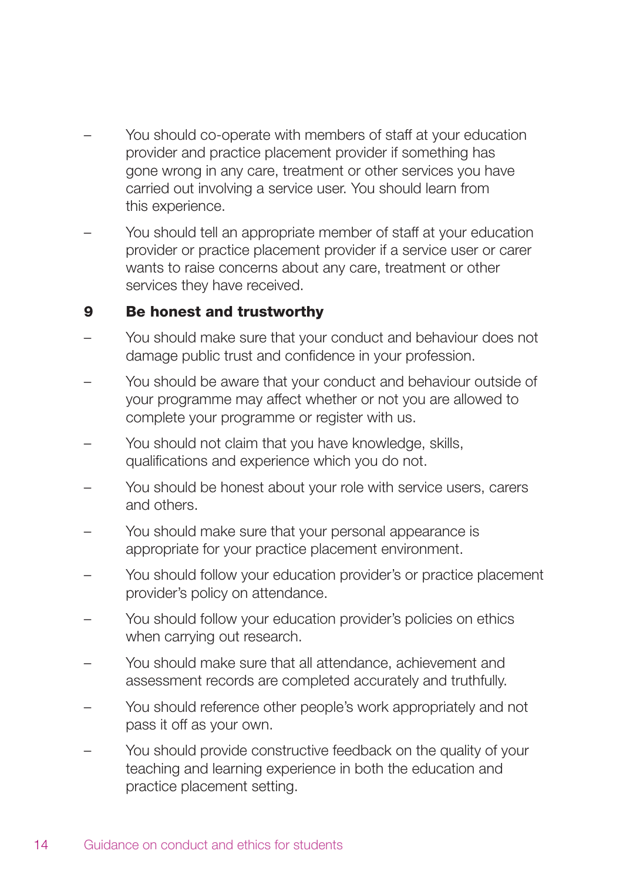- You should co-operate with members of staff at your education provider and practice placement provider if something has gone wrong in any care, treatment or other services you have carried out involving a service user. You should learn from this experience.
- You should tell an appropriate member of staff at your education provider or practice placement provider if a service user or carer wants to raise concerns about any care, treatment or other services they have received.

### 9 Be honest and trustworthy

- You should make sure that your conduct and behaviour does not damage public trust and confidence in your profession.
- You should be aware that your conduct and behaviour outside of your programme may affect whether or not you are allowed to complete your programme or register with us.
- You should not claim that you have knowledge, skills, qualifications and experience which you do not.
- You should be honest about your role with service users, carers and others.
- You should make sure that your personal appearance is appropriate for your practice placement environment.
- You should follow your education provider's or practice placement provider's policy on attendance.
- You should follow your education provider's policies on ethics when carrying out research.
- You should make sure that all attendance, achievement and assessment records are completed accurately and truthfully.
- You should reference other people's work appropriately and not pass it off as your own.
- You should provide constructive feedback on the quality of your teaching and learning experience in both the education and practice placement setting.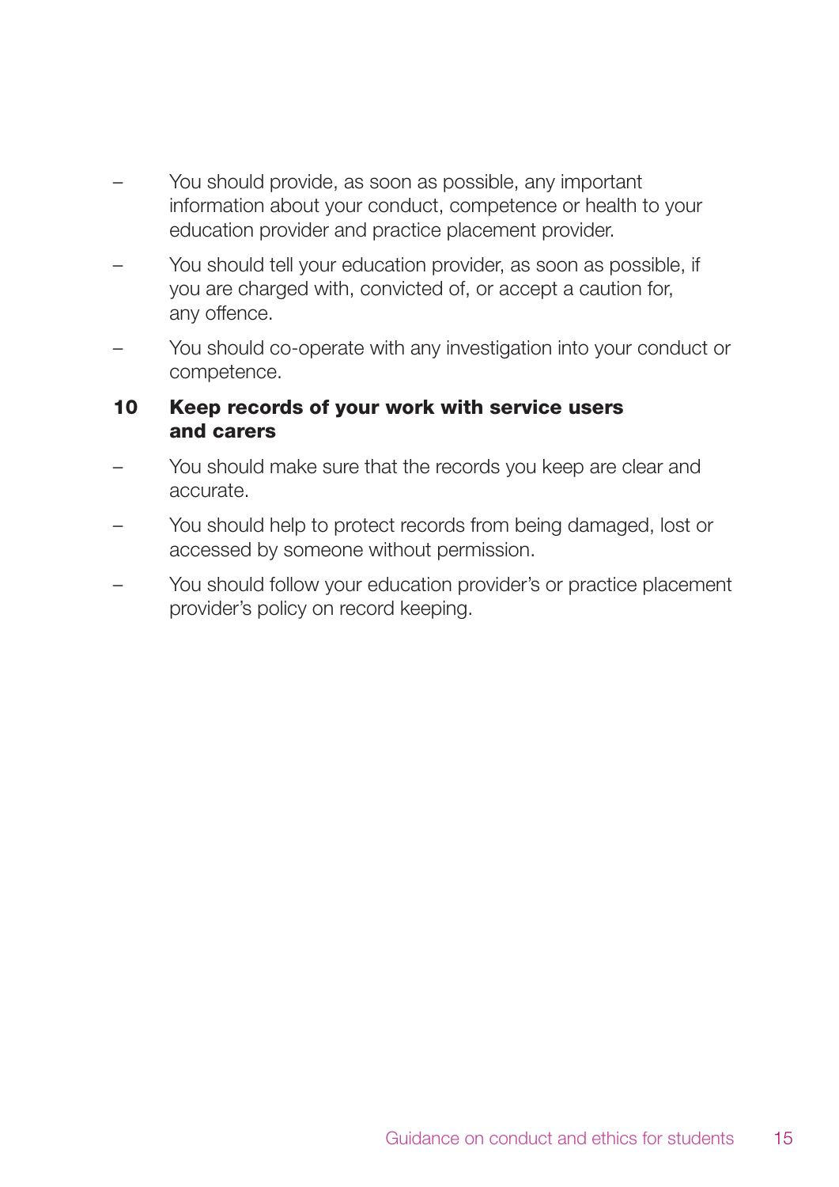- You should provide, as soon as possible, any important information about your conduct, competence or health to your education provider and practice placement provider.
- You should tell your education provider, as soon as possible, if you are charged with, convicted of, or accept a caution for, any offence.
- You should co-operate with any investigation into your conduct or competence.

## 10 Keep records of your work with service users and carers

- You should make sure that the records you keep are clear and accurate.
- You should help to protect records from being damaged, lost or accessed by someone without permission.
- You should follow your education provider's or practice placement provider's policy on record keeping.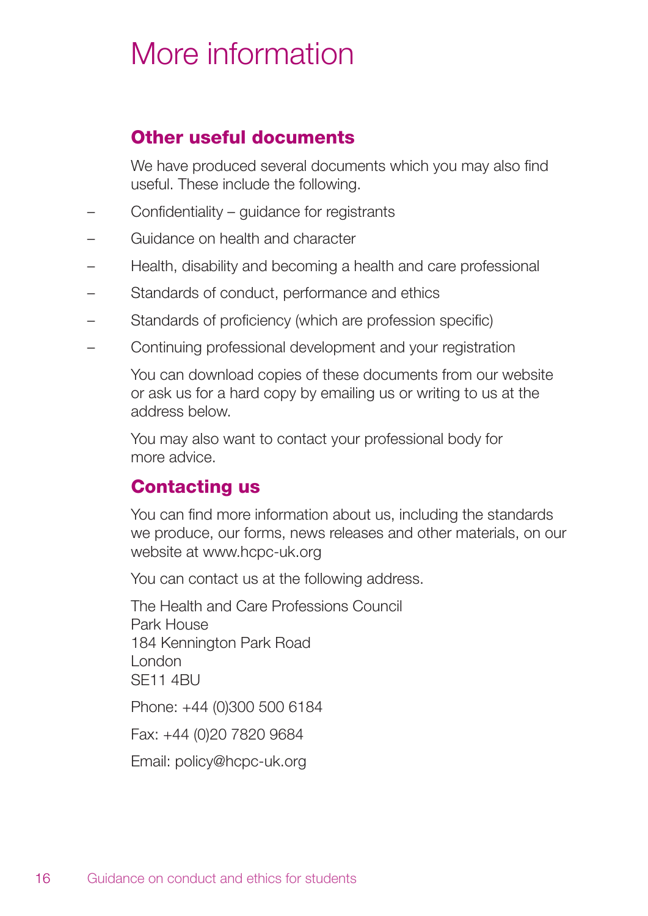# More information

## Other useful documents

We have produced several documents which you may also find useful. These include the following.

- Confidentiality – guidance for registrants
- Guidance on health and character
- Health, disability and becoming a health and care professional
- Standards of conduct, performance and ethics
- Standards of proficiency (which are profession specific)
- Continuing professional development and your registration

You can download copies of these documents from our website or ask us for a hard copy by emailing us or writing to us at the address below.

You may also want to contact your professional body for more advice.

## Contacting us

You can find more information about us, including the standards we produce, our forms, news releases and other materials, on our website at www.hcpc-uk.org

You can contact us at the following address.

The Health and Care Professions Council
Park House
184 Kennington Park Road
London
SE11 4BU

Phone: +44 (0)300 500 6184

Fax: +44 (0)20 7820 9684

Email: policy@hcpc-uk.org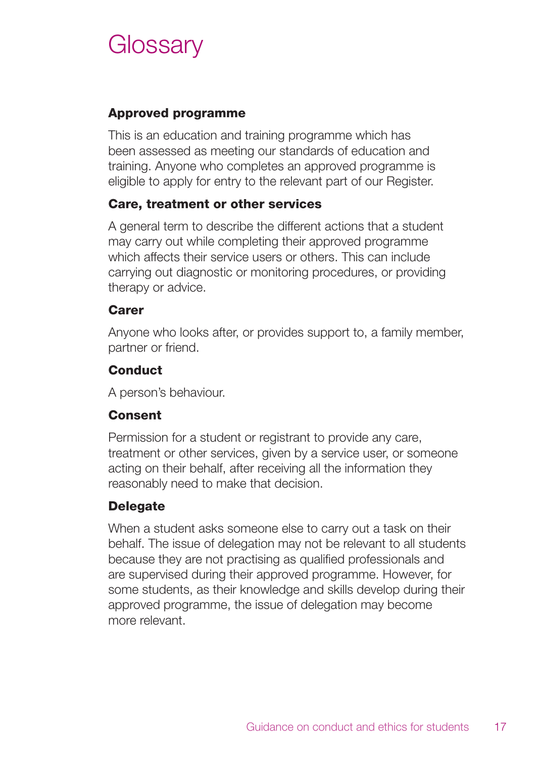# Glossary

**Approved programme**

This is an education and training programme which has been assessed as meeting our standards of education and training. Anyone who completes an approved programme is eligible to apply for entry to the relevant part of our Register.

**Care, treatment or other services**

A general term to describe the different actions that a student may carry out while completing their approved programme which affects their service users or others. This can include carrying out diagnostic or monitoring procedures, or providing therapy or advice.

**Carer**

Anyone who looks after, or provides support to, a family member, partner or friend.

**Conduct**

A person's behaviour.

**Consent**

Permission for a student or registrant to provide any care, treatment or other services, given by a service user, or someone acting on their behalf, after receiving all the information they reasonably need to make that decision.

**Delegate**

When a student asks someone else to carry out a task on their behalf. The issue of delegation may not be relevant to all students because they are not practising as qualified professionals and are supervised during their approved programme. However, for some students, as their knowledge and skills develop during their approved programme, the issue of delegation may become more relevant.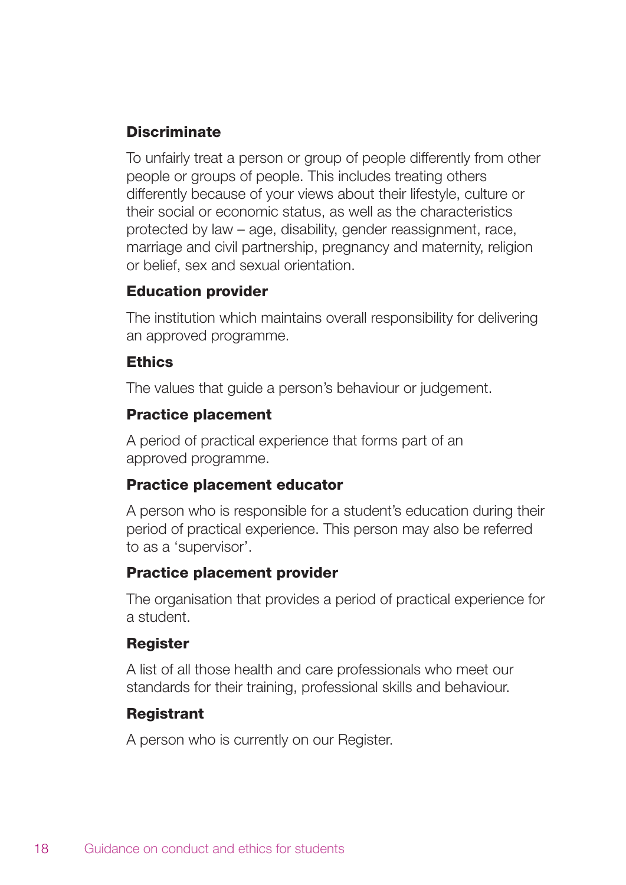**Discriminate**

To unfairly treat a person or group of people differently from other people or groups of people. This includes treating others differently because of your views about their lifestyle, culture or their social or economic status, as well as the characteristics protected by law – age, disability, gender reassignment, race, marriage and civil partnership, pregnancy and maternity, religion or belief, sex and sexual orientation.

**Education provider**

The institution which maintains overall responsibility for delivering an approved programme.

**Ethics**

The values that guide a person's behaviour or judgement.

**Practice placement**

A period of practical experience that forms part of an approved programme.

**Practice placement educator**

A person who is responsible for a student's education during their period of practical experience. This person may also be referred to as a 'supervisor'.

**Practice placement provider**

The organisation that provides a period of practical experience for a student.

**Register**

A list of all those health and care professionals who meet our standards for their training, professional skills and behaviour.

**Registrant**

A person who is currently on our Register.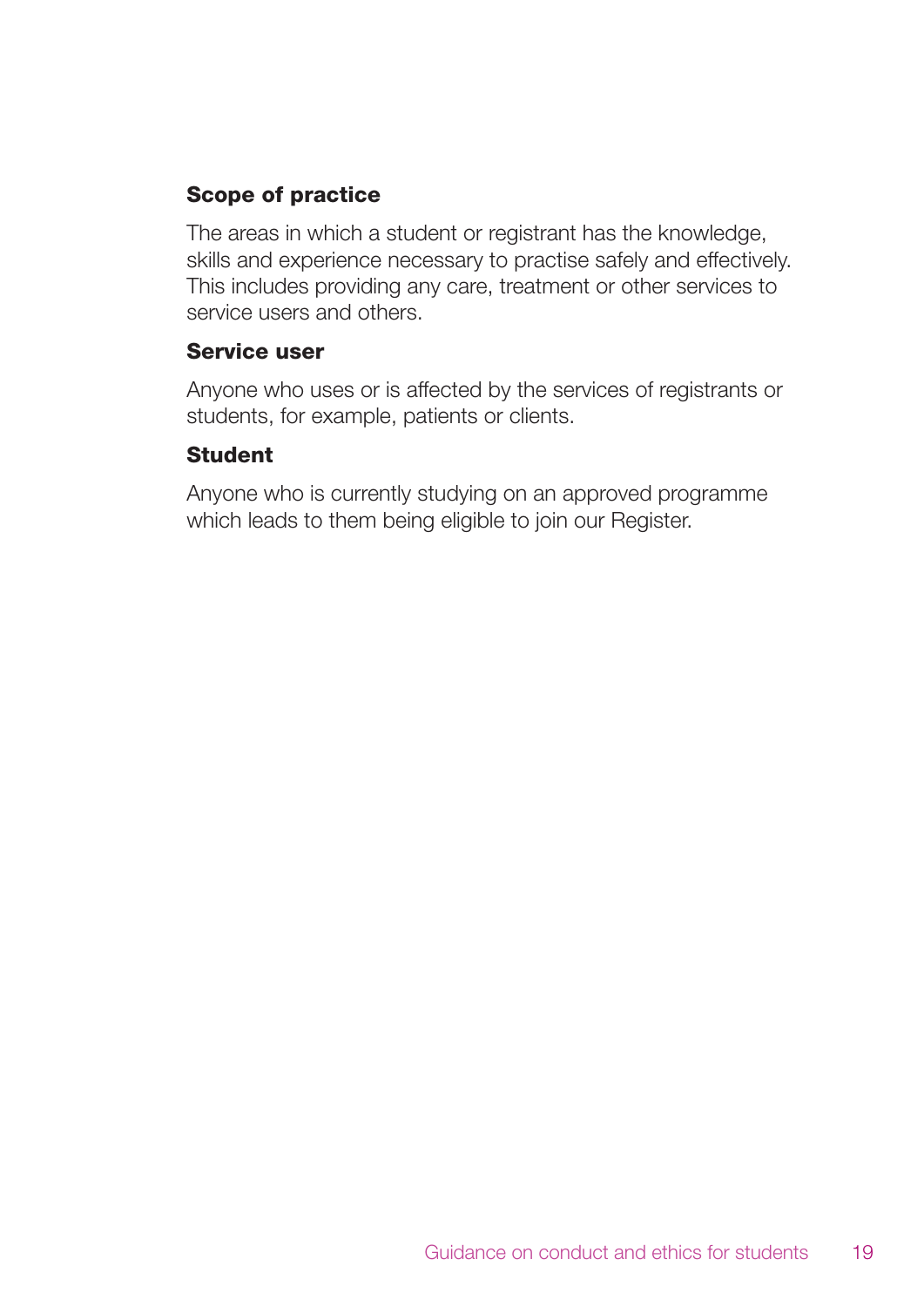**Scope of practice**

The areas in which a student or registrant has the knowledge, skills and experience necessary to practise safely and effectively. This includes providing any care, treatment or other services to service users and others.

**Service user**

Anyone who uses or is affected by the services of registrants or students, for example, patients or clients.

**Student**

Anyone who is currently studying on an approved programme which leads to them being eligible to join our Register.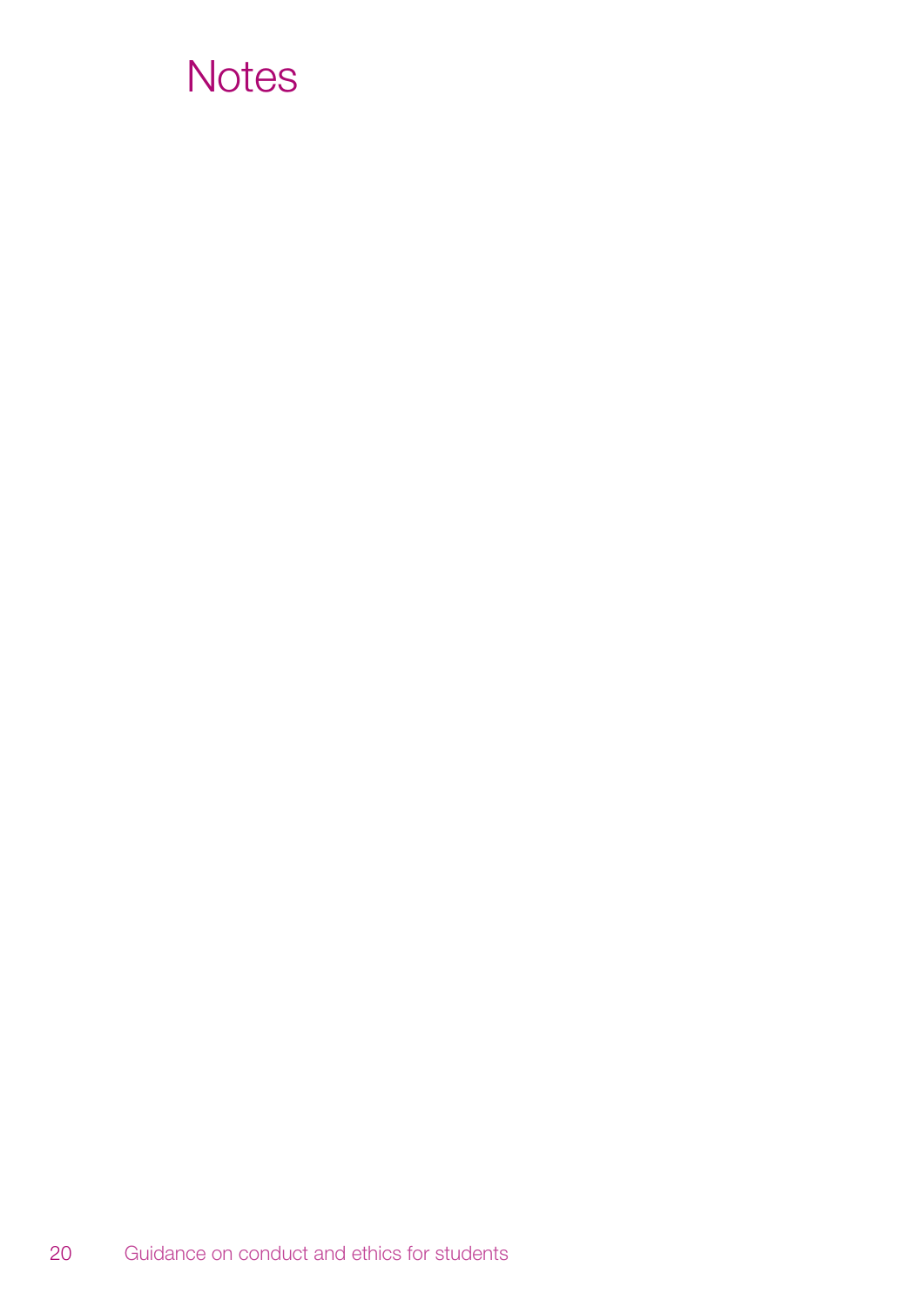# Notes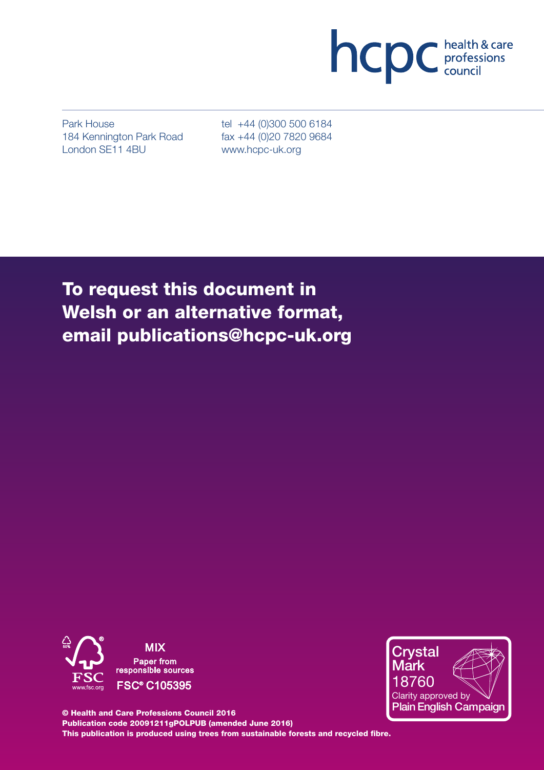hcpc health & care professions council

Park House
184 Kennington Park Road
London SE11 4BU

tel +44 (0)300 500 6184
fax +44 (0)20 7820 9684
www.hcpc-uk.org

**To request this document in Welsh or an alternative format, email publications@hcpc-uk.org**

MIX
Paper from responsible sources
FSC® C105395

Crystal Mark
18760
Clarity approved by
Plain English Campaign

**© Health and Care Professions Council 2016**
**Publication code 20091211gPOLPUB (amended June 2016)**
**This publication is produced using trees from sustainable forests and recycled fibre.**